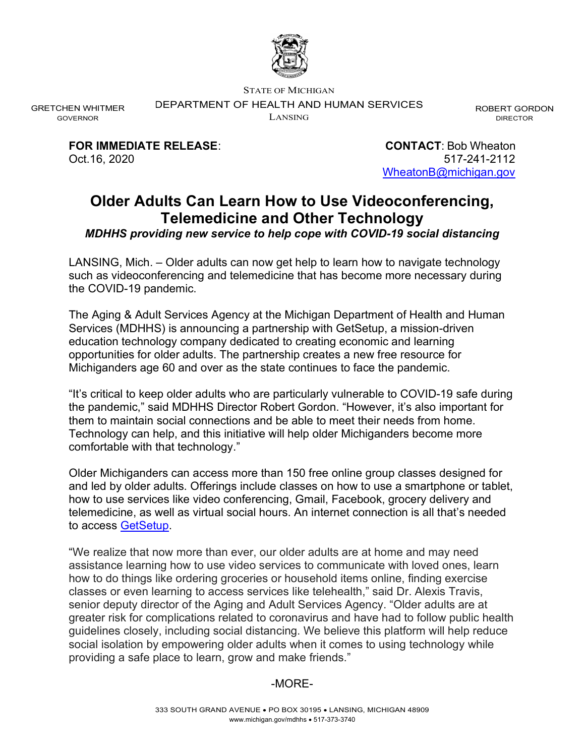STATE OF MICHIGAN

DEPARTMENT OF HEALTH AND HUMAN SERVICES

LANSING

GRETCHEN WHITMER
GOVERNOR

ROBERT GORDON
DIRECTOR

**FOR IMMEDIATE RELEASE**:
Oct.16, 2020

**CONTACT**: Bob Wheaton
517-241-2112
[WheatonB@michigan.gov](mailto:WheatonB@michigan.gov)

# Older Adults Can Learn How to Use Videoconferencing, Telemedicine and Other Technology

***MDHHS providing new service to help cope with COVID-19 social distancing***

LANSING, Mich. – Older adults can now get help to learn how to navigate technology such as videoconferencing and telemedicine that has become more necessary during the COVID-19 pandemic.

The Aging & Adult Services Agency at the Michigan Department of Health and Human Services (MDHHS) is announcing a partnership with GetSetup, a mission-driven education technology company dedicated to creating economic and learning opportunities for older adults. The partnership creates a new free resource for Michiganders age 60 and over as the state continues to face the pandemic.

"It's critical to keep older adults who are particularly vulnerable to COVID-19 safe during the pandemic," said MDHHS Director Robert Gordon. "However, it's also important for them to maintain social connections and be able to meet their needs from home. Technology can help, and this initiative will help older Michiganders become more comfortable with that technology."

Older Michiganders can access more than 150 free online group classes designed for and led by older adults. Offerings include classes on how to use a smartphone or tablet, how to use services like video conferencing, Gmail, Facebook, grocery delivery and telemedicine, as well as virtual social hours. An internet connection is all that's needed to access GetSetup.

"We realize that now more than ever, our older adults are at home and may need assistance learning how to use video services to communicate with loved ones, learn how to do things like ordering groceries or household items online, finding exercise classes or even learning to access services like telehealth," said Dr. Alexis Travis, senior deputy director of the Aging and Adult Services Agency. "Older adults are at greater risk for complications related to coronavirus and have had to follow public health guidelines closely, including social distancing. We believe this platform will help reduce social isolation by empowering older adults when it comes to using technology while providing a safe place to learn, grow and make friends."

-MORE-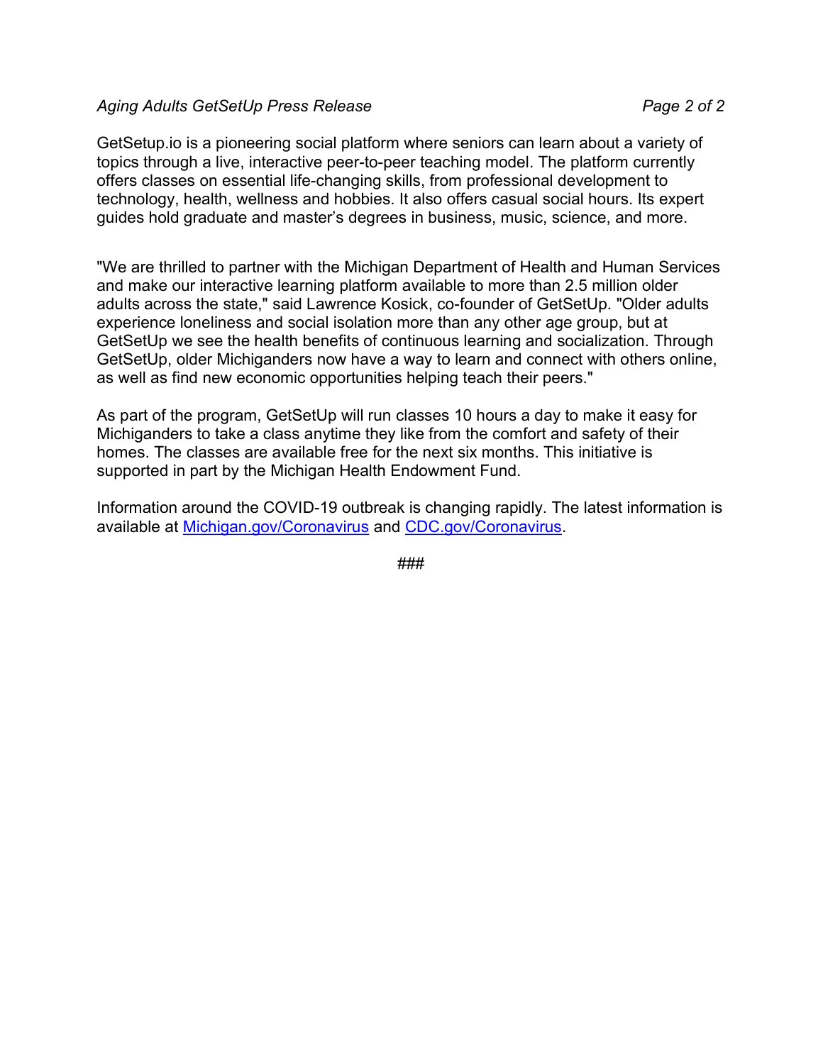GetSetup.io is a pioneering social platform where seniors can learn about a variety of topics through a live, interactive peer-to-peer teaching model. The platform currently offers classes on essential life-changing skills, from professional development to technology, health, wellness and hobbies. It also offers casual social hours. Its expert guides hold graduate and master's degrees in business, music, science, and more.

"We are thrilled to partner with the Michigan Department of Health and Human Services and make our interactive learning platform available to more than 2.5 million older adults across the state," said Lawrence Kosick, co-founder of GetSetUp. "Older adults experience loneliness and social isolation more than any other age group, but at GetSetUp we see the health benefits of continuous learning and socialization. Through GetSetUp, older Michiganders now have a way to learn and connect with others online, as well as find new economic opportunities helping teach their peers."

As part of the program, GetSetUp will run classes 10 hours a day to make it easy for Michiganders to take a class anytime they like from the comfort and safety of their homes. The classes are available free for the next six months. This initiative is supported in part by the Michigan Health Endowment Fund.

Information around the COVID-19 outbreak is changing rapidly. The latest information is available at [Michigan.gov/Coronavirus](Michigan.gov/Coronavirus) and [CDC.gov/Coronavirus](CDC.gov/Coronavirus).

###